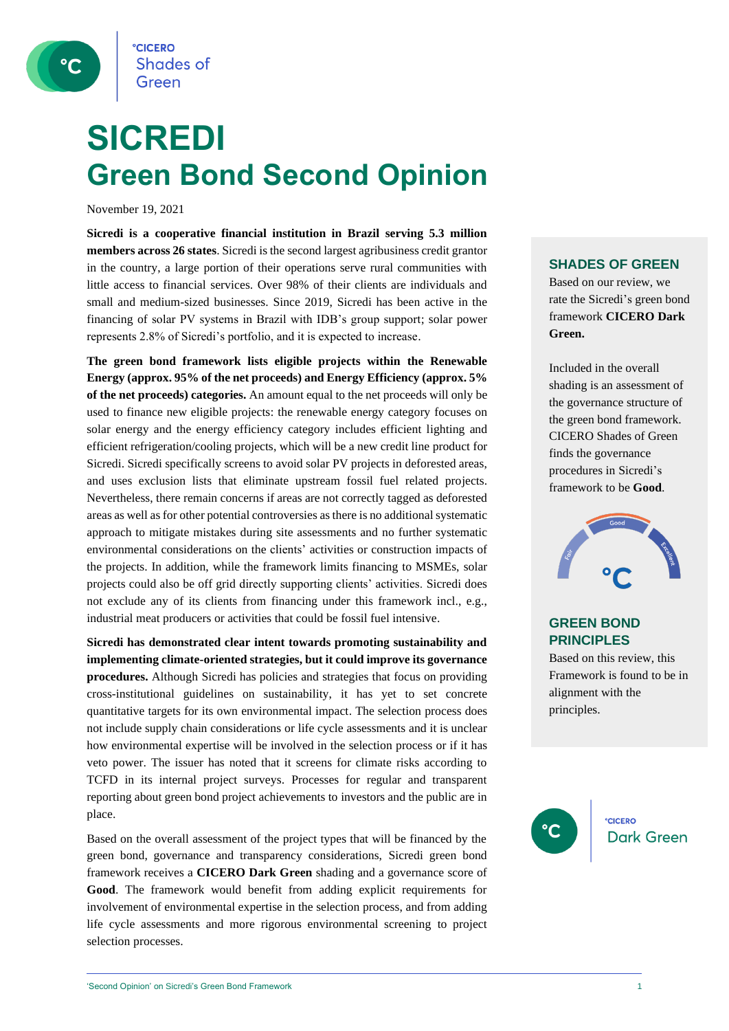# SICREDI
## Green Bond Second Opinion

November 19, 2021

**Sicredi is a cooperative financial institution in Brazil serving 5.3 million members across 26 states**. Sicredi is the second largest agribusiness credit grantor in the country, a large portion of their operations serve rural communities with little access to financial services. Over 98% of their clients are individuals and small and medium-sized businesses. Since 2019, Sicredi has been active in the financing of solar PV systems in Brazil with IDB's group support; solar power represents 2.8% of Sicredi's portfolio, and it is expected to increase.

**The green bond framework lists eligible projects within the Renewable Energy (approx. 95% of the net proceeds) and Energy Efficiency (approx. 5% of the net proceeds) categories.** An amount equal to the net proceeds will only be used to finance new eligible projects: the renewable energy category focuses on solar energy and the energy efficiency category includes efficient lighting and efficient refrigeration/cooling projects, which will be a new credit line product for Sicredi. Sicredi specifically screens to avoid solar PV projects in deforested areas, and uses exclusion lists that eliminate upstream fossil fuel related projects. Nevertheless, there remain concerns if areas are not correctly tagged as deforested areas as well as for other potential controversies as there is no additional systematic approach to mitigate mistakes during site assessments and no further systematic environmental considerations on the clients' activities or construction impacts of the projects. In addition, while the framework limits financing to MSMEs, solar projects could also be off grid directly supporting clients' activities. Sicredi does not exclude any of its clients from financing under this framework incl., e.g., industrial meat producers or activities that could be fossil fuel intensive.

**Sicredi has demonstrated clear intent towards promoting sustainability and implementing climate-oriented strategies, but it could improve its governance procedures.** Although Sicredi has policies and strategies that focus on providing cross-institutional guidelines on sustainability, it has yet to set concrete quantitative targets for its own environmental impact. The selection process does not include supply chain considerations or life cycle assessments and it is unclear how environmental expertise will be involved in the selection process or if it has veto power. The issuer has noted that it screens for climate risks according to TCFD in its internal project surveys. Processes for regular and transparent reporting about green bond project achievements to investors and the public are in place.

Based on the overall assessment of the project types that will be financed by the green bond, governance and transparency considerations, Sicredi green bond framework receives a **CICERO Dark Green** shading and a governance score of **Good**. The framework would benefit from adding explicit requirements for involvement of environmental expertise in the selection process, and from adding life cycle assessments and more rigorous environmental screening to project selection processes.

### SHADES OF GREEN

Based on our review, we rate the Sicredi's green bond framework **CICERO Dark Green.**

Included in the overall shading is an assessment of the governance structure of the green bond framework. CICERO Shades of Green finds the governance procedures in Sicredi's framework to be **Good**.

### GREEN BOND PRINCIPLES

Based on this review, this Framework is found to be in alignment with the principles.

CICERO Dark Green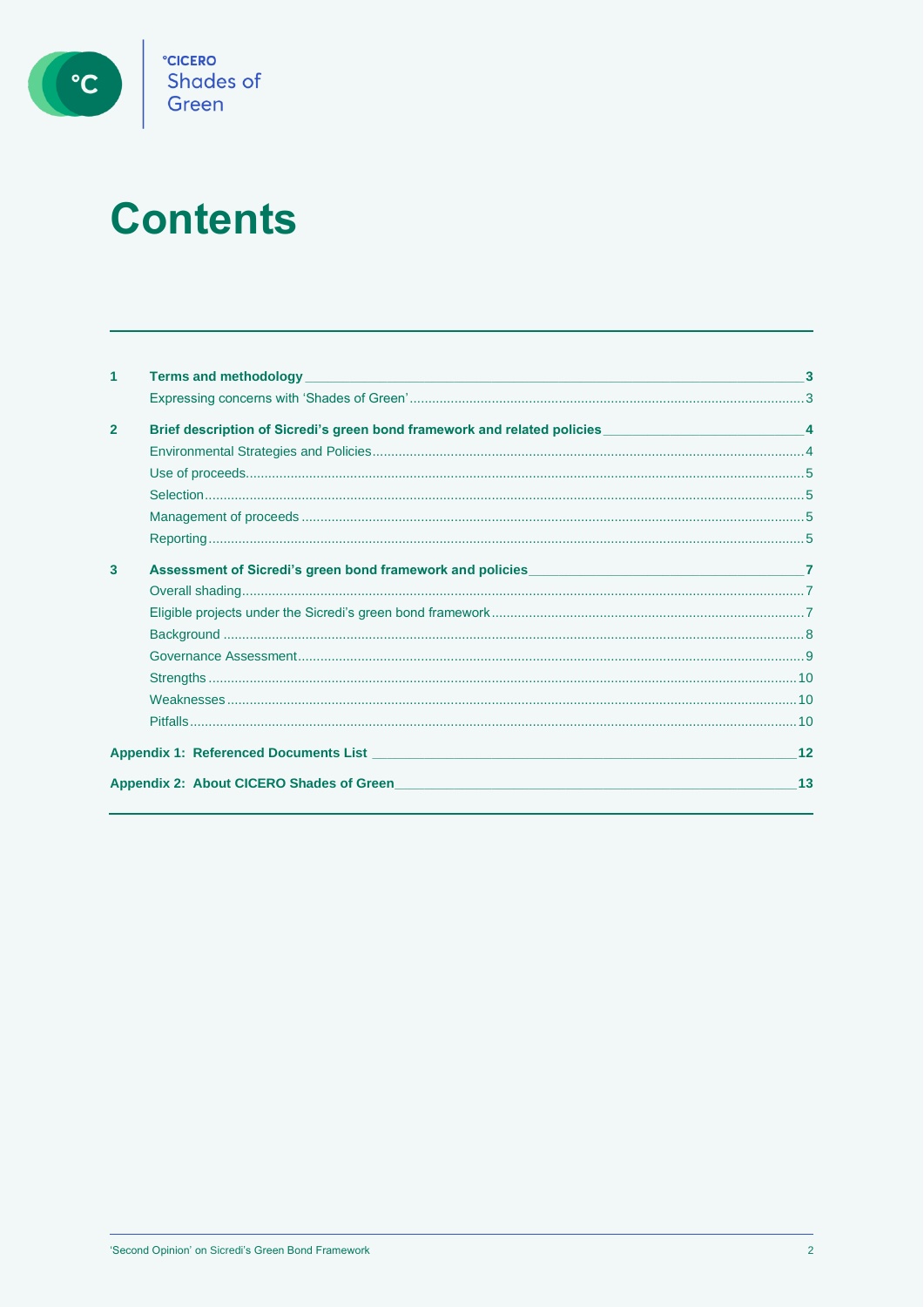# Contents

| | | |
|---|---|---|
| **1** | **Terms and methodology** | **3** |
| | Expressing concerns with 'Shades of Green' | 3 |
| **2** | **Brief description of Sicredi's green bond framework and related policies** | **4** |
| | Environmental Strategies and Policies | 4 |
| | Use of proceeds | 5 |
| | Selection | 5 |
| | Management of proceeds | 5 |
| | Reporting | 5 |
| **3** | **Assessment of Sicredi's green bond framework and policies** | **7** |
| | Overall shading | 7 |
| | Eligible projects under the Sicredi's green bond framework | 7 |
| | Background | 8 |
| | Governance Assessment | 9 |
| | Strengths | 10 |
| | Weaknesses | 10 |
| | Pitfalls | 10 |
| **Appendix 1:** | **Referenced Documents List** | **12** |
| **Appendix 2:** | **About CICERO Shades of Green** | **13** |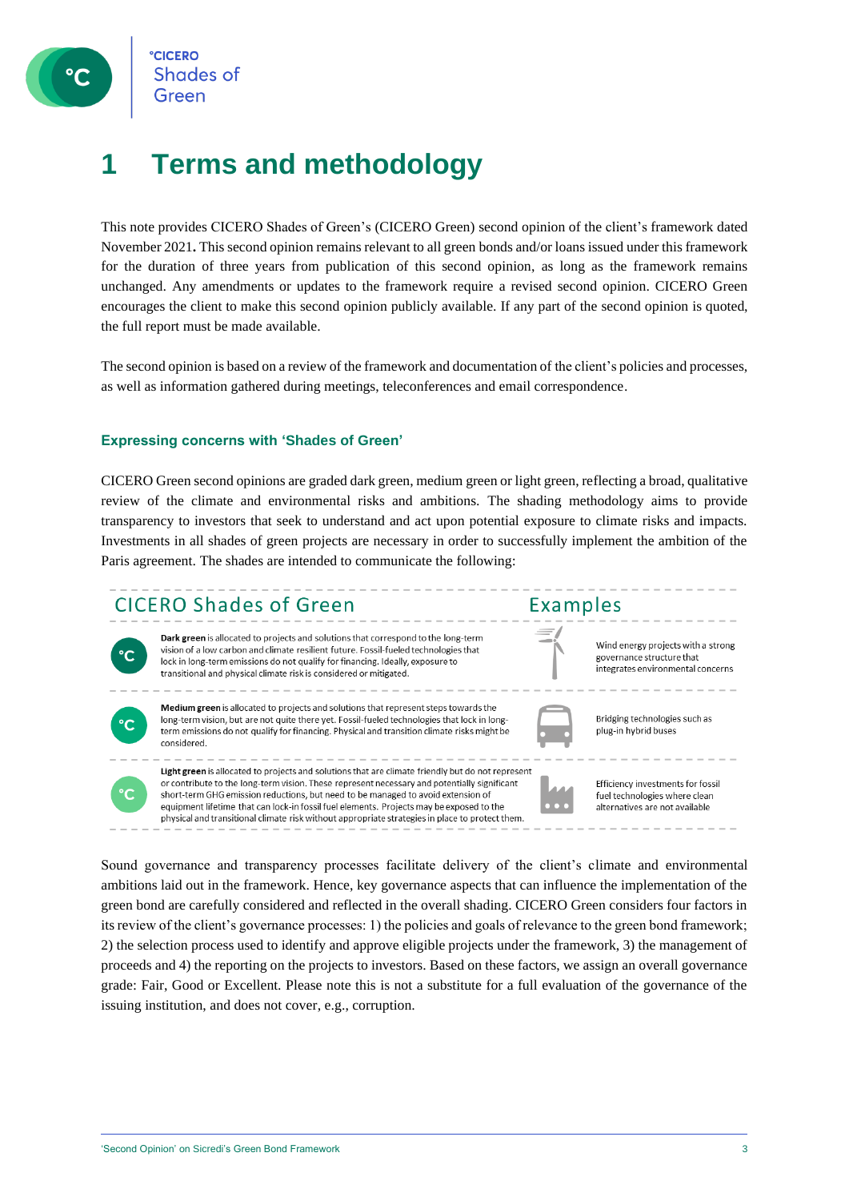# 1 Terms and methodology

This note provides CICERO Shades of Green's (CICERO Green) second opinion of the client's framework dated November 2021**.** This second opinion remains relevant to all green bonds and/or loans issued under this framework for the duration of three years from publication of this second opinion, as long as the framework remains unchanged. Any amendments or updates to the framework require a revised second opinion. CICERO Green encourages the client to make this second opinion publicly available. If any part of the second opinion is quoted, the full report must be made available.

The second opinion is based on a review of the framework and documentation of the client's policies and processes, as well as information gathered during meetings, teleconferences and email correspondence.

### Expressing concerns with 'Shades of Green'

CICERO Green second opinions are graded dark green, medium green or light green, reflecting a broad, qualitative review of the climate and environmental risks and ambitions. The shading methodology aims to provide transparency to investors that seek to understand and act upon potential exposure to climate risks and impacts. Investments in all shades of green projects are necessary in order to successfully implement the ambition of the Paris agreement. The shades are intended to communicate the following:

| CICERO Shades of Green | Examples |
| --- | --- |
| **Dark green** is allocated to projects and solutions that correspond to the long-term vision of a low carbon and climate resilient future. Fossil-fueled technologies that lock in long-term emissions do not qualify for financing. Ideally, exposure to transitional and physical climate risk is considered or mitigated. | Wind energy projects with a strong governance structure that integrates environmental concerns |
| **Medium green** is allocated to projects and solutions that represent steps towards the long-term vision, but are not quite there yet. Fossil-fueled technologies that lock in long-term emissions do not qualify for financing. Physical and transition climate risks might be considered. | Bridging technologies such as plug-in hybrid buses |
| **Light green** is allocated to projects and solutions that are climate friendly but do not represent or contribute to the long-term vision. These represent necessary and potentially significant short-term GHG emission reductions, but need to be managed to avoid extension of equipment lifetime that can lock-in fossil fuel elements. Projects may be exposed to the physical and transitional climate risk without appropriate strategies in place to protect them. | Efficiency investments for fossil fuel technologies where clean alternatives are not available |

Sound governance and transparency processes facilitate delivery of the client's climate and environmental ambitions laid out in the framework. Hence, key governance aspects that can influence the implementation of the green bond are carefully considered and reflected in the overall shading. CICERO Green considers four factors in its review of the client's governance processes: 1) the policies and goals of relevance to the green bond framework; 2) the selection process used to identify and approve eligible projects under the framework, 3) the management of proceeds and 4) the reporting on the projects to investors. Based on these factors, we assign an overall governance grade: Fair, Good or Excellent. Please note this is not a substitute for a full evaluation of the governance of the issuing institution, and does not cover, e.g., corruption.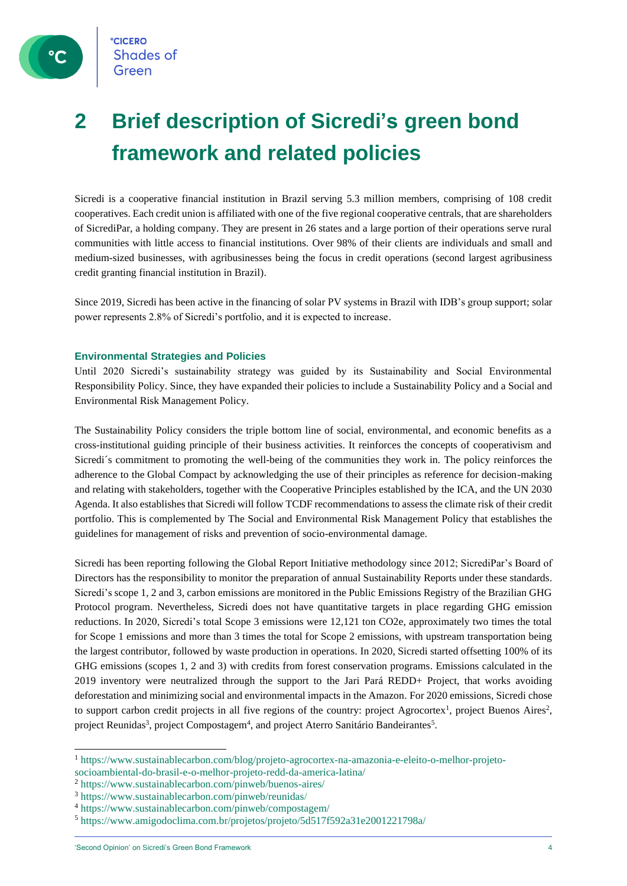# 2 Brief description of Sicredi's green bond framework and related policies

Sicredi is a cooperative financial institution in Brazil serving 5.3 million members, comprising of 108 credit cooperatives. Each credit union is affiliated with one of the five regional cooperative centrals, that are shareholders of SicrediPar, a holding company. They are present in 26 states and a large portion of their operations serve rural communities with little access to financial institutions. Over 98% of their clients are individuals and small and medium-sized businesses, with agribusinesses being the focus in credit operations (second largest agribusiness credit granting financial institution in Brazil).

Since 2019, Sicredi has been active in the financing of solar PV systems in Brazil with IDB's group support; solar power represents 2.8% of Sicredi's portfolio, and it is expected to increase.

### Environmental Strategies and Policies

Until 2020 Sicredi's sustainability strategy was guided by its Sustainability and Social Environmental Responsibility Policy. Since, they have expanded their policies to include a Sustainability Policy and a Social and Environmental Risk Management Policy.

The Sustainability Policy considers the triple bottom line of social, environmental, and economic benefits as a cross-institutional guiding principle of their business activities. It reinforces the concepts of cooperativism and Sicredi´s commitment to promoting the well-being of the communities they work in. The policy reinforces the adherence to the Global Compact by acknowledging the use of their principles as reference for decision-making and relating with stakeholders, together with the Cooperative Principles established by the ICA, and the UN 2030 Agenda. It also establishes that Sicredi will follow TCDF recommendations to assess the climate risk of their credit portfolio. This is complemented by The Social and Environmental Risk Management Policy that establishes the guidelines for management of risks and prevention of socio-environmental damage.

Sicredi has been reporting following the Global Report Initiative methodology since 2012; SicrediPar's Board of Directors has the responsibility to monitor the preparation of annual Sustainability Reports under these standards. Sicredi's scope 1, 2 and 3, carbon emissions are monitored in the Public Emissions Registry of the Brazilian GHG Protocol program. Nevertheless, Sicredi does not have quantitative targets in place regarding GHG emission reductions. In 2020, Sicredi's total Scope 3 emissions were 12,121 ton CO2e, approximately two times the total for Scope 1 emissions and more than 3 times the total for Scope 2 emissions, with upstream transportation being the largest contributor, followed by waste production in operations. In 2020, Sicredi started offsetting 100% of its GHG emissions (scopes 1, 2 and 3) with credits from forest conservation programs. Emissions calculated in the 2019 inventory were neutralized through the support to the Jari Pará REDD+ Project, that works avoiding deforestation and minimizing social and environmental impacts in the Amazon. For 2020 emissions, Sicredi chose to support carbon credit projects in all five regions of the country: project Agrocortex[1], project Buenos Aires[2], project Reunidas[3], project Compostagem[4], and project Aterro Sanitário Bandeirantes[5].

---

[1] https://www.sustainablecarbon.com/blog/projeto-agrocortex-na-amazonia-e-eleito-o-melhor-projeto-socioambiental-do-brasil-e-o-melhor-projeto-redd-da-america-latina/

[2] https://www.sustainablecarbon.com/pinweb/buenos-aires/

[3] https://www.sustainablecarbon.com/pinweb/reunidas/

[4] https://www.sustainablecarbon.com/pinweb/compostagem/

[5] https://www.amigodoclima.com.br/projetos/projeto/5d517f592a31e2001221798a/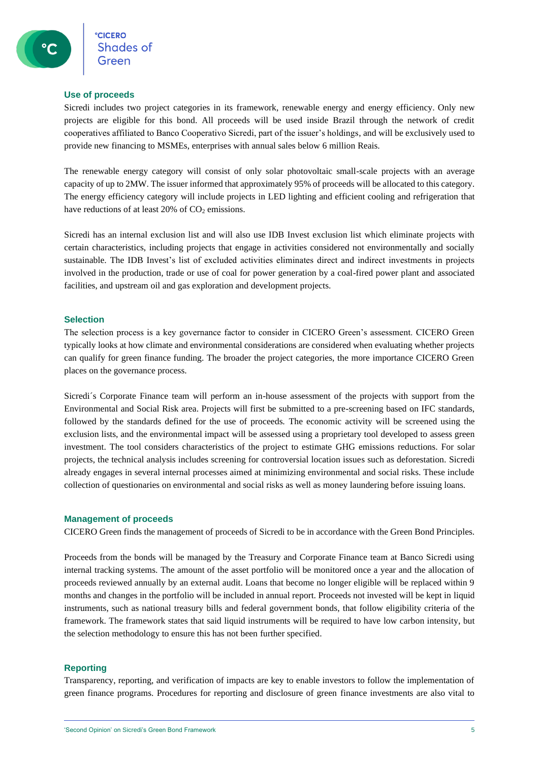## Use of proceeds

Sicredi includes two project categories in its framework, renewable energy and energy efficiency. Only new projects are eligible for this bond. All proceeds will be used inside Brazil through the network of credit cooperatives affiliated to Banco Cooperativo Sicredi, part of the issuer's holdings, and will be exclusively used to provide new financing to MSMEs, enterprises with annual sales below 6 million Reais.

The renewable energy category will consist of only solar photovoltaic small-scale projects with an average capacity of up to 2MW. The issuer informed that approximately 95% of proceeds will be allocated to this category. The energy efficiency category will include projects in LED lighting and efficient cooling and refrigeration that have reductions of at least 20% of $CO_2$ emissions.

Sicredi has an internal exclusion list and will also use IDB Invest exclusion list which eliminate projects with certain characteristics, including projects that engage in activities considered not environmentally and socially sustainable. The IDB Invest's list of excluded activities eliminates direct and indirect investments in projects involved in the production, trade or use of coal for power generation by a coal-fired power plant and associated facilities, and upstream oil and gas exploration and development projects.

## Selection

The selection process is a key governance factor to consider in CICERO Green's assessment. CICERO Green typically looks at how climate and environmental considerations are considered when evaluating whether projects can qualify for green finance funding. The broader the project categories, the more importance CICERO Green places on the governance process.

Sicredi´s Corporate Finance team will perform an in-house assessment of the projects with support from the Environmental and Social Risk area. Projects will first be submitted to a pre-screening based on IFC standards, followed by the standards defined for the use of proceeds. The economic activity will be screened using the exclusion lists, and the environmental impact will be assessed using a proprietary tool developed to assess green investment. The tool considers characteristics of the project to estimate GHG emissions reductions. For solar projects, the technical analysis includes screening for controversial location issues such as deforestation. Sicredi already engages in several internal processes aimed at minimizing environmental and social risks. These include collection of questionaries on environmental and social risks as well as money laundering before issuing loans.

## Management of proceeds

CICERO Green finds the management of proceeds of Sicredi to be in accordance with the Green Bond Principles.

Proceeds from the bonds will be managed by the Treasury and Corporate Finance team at Banco Sicredi using internal tracking systems. The amount of the asset portfolio will be monitored once a year and the allocation of proceeds reviewed annually by an external audit. Loans that become no longer eligible will be replaced within 9 months and changes in the portfolio will be included in annual report. Proceeds not invested will be kept in liquid instruments, such as national treasury bills and federal government bonds, that follow eligibility criteria of the framework. The framework states that said liquid instruments will be required to have low carbon intensity, but the selection methodology to ensure this has not been further specified.

## Reporting

Transparency, reporting, and verification of impacts are key to enable investors to follow the implementation of green finance programs. Procedures for reporting and disclosure of green finance investments are also vital to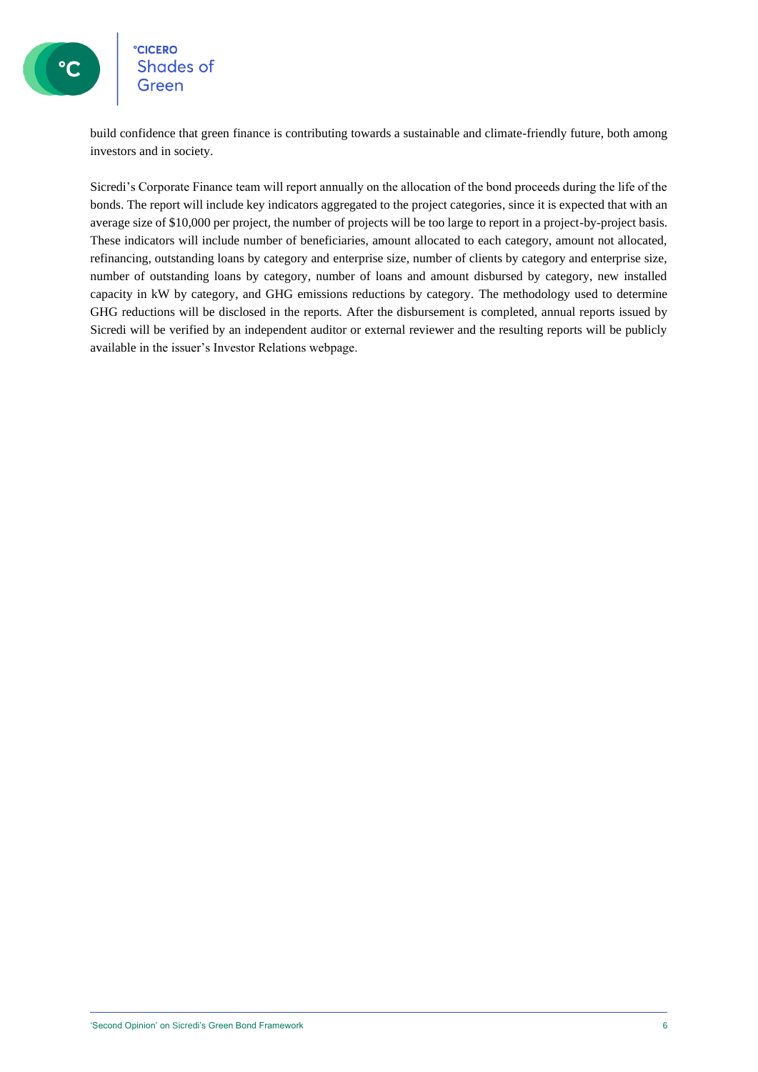build confidence that green finance is contributing towards a sustainable and climate-friendly future, both among investors and in society.

Sicredi's Corporate Finance team will report annually on the allocation of the bond proceeds during the life of the bonds. The report will include key indicators aggregated to the project categories, since it is expected that with an average size of $10,000 per project, the number of projects will be too large to report in a project-by-project basis. These indicators will include number of beneficiaries, amount allocated to each category, amount not allocated, refinancing, outstanding loans by category and enterprise size, number of clients by category and enterprise size, number of outstanding loans by category, number of loans and amount disbursed by category, new installed capacity in kW by category, and GHG emissions reductions by category. The methodology used to determine GHG reductions will be disclosed in the reports. After the disbursement is completed, annual reports issued by Sicredi will be verified by an independent auditor or external reviewer and the resulting reports will be publicly available in the issuer's Investor Relations webpage.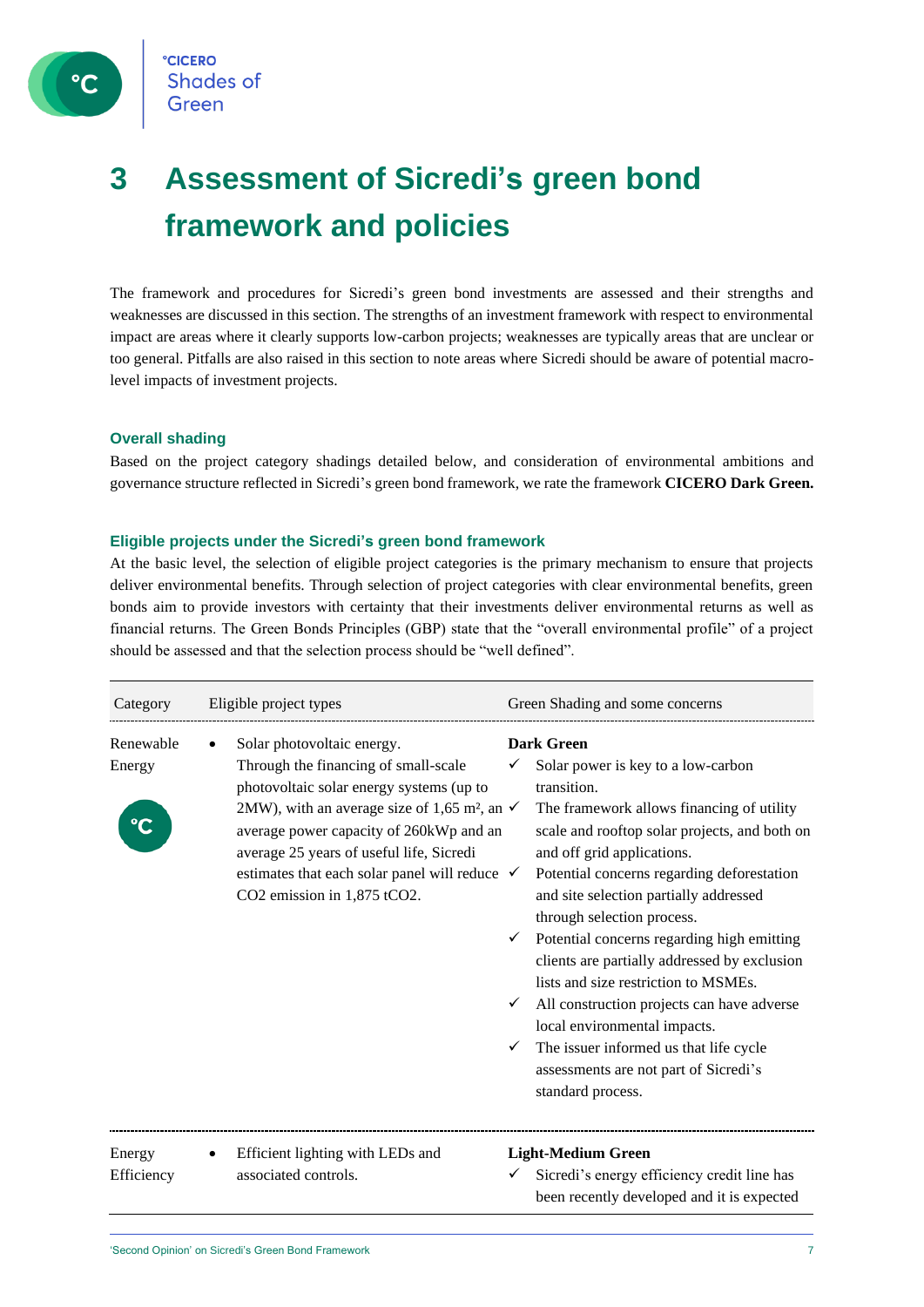# 3 Assessment of Sicredi's green bond framework and policies

The framework and procedures for Sicredi's green bond investments are assessed and their strengths and weaknesses are discussed in this section. The strengths of an investment framework with respect to environmental impact are areas where it clearly supports low-carbon projects; weaknesses are typically areas that are unclear or too general. Pitfalls are also raised in this section to note areas where Sicredi should be aware of potential macro-level impacts of investment projects.

### Overall shading

Based on the project category shadings detailed below, and consideration of environmental ambitions and governance structure reflected in Sicredi's green bond framework, we rate the framework **CICERO Dark Green.**

### Eligible projects under the Sicredi's green bond framework

At the basic level, the selection of eligible project categories is the primary mechanism to ensure that projects deliver environmental benefits. Through selection of project categories with clear environmental benefits, green bonds aim to provide investors with certainty that their investments deliver environmental returns as well as financial returns. The Green Bonds Principles (GBP) state that the "overall environmental profile" of a project should be assessed and that the selection process should be "well defined".

| Category | Eligible project types | Green Shading and some concerns |
|---|---|---|
| Renewable Energy | • Solar photovoltaic energy. Through the financing of small-scale photovoltaic solar energy systems (up to 2MW), with an average size of 1,65 m², an average power capacity of 260kWp and an average 25 years of useful life, Sicredi estimates that each solar panel will reduce CO2 emission in 1,875 tCO2. | **Dark Green**<br>✓ Solar power is key to a low-carbon transition.<br>✓ The framework allows financing of utility scale and rooftop solar projects, and both on and off grid applications.<br>✓ Potential concerns regarding deforestation and site selection partially addressed through selection process.<br>✓ Potential concerns regarding high emitting clients are partially addressed by exclusion lists and size restriction to MSMEs.<br>✓ All construction projects can have adverse local environmental impacts.<br>✓ The issuer informed us that life cycle assessments are not part of Sicredi's standard process. |
| Energy Efficiency | • Efficient lighting with LEDs and associated controls. | **Light-Medium Green**<br>✓ Sicredi's energy efficiency credit line has been recently developed and it is expected |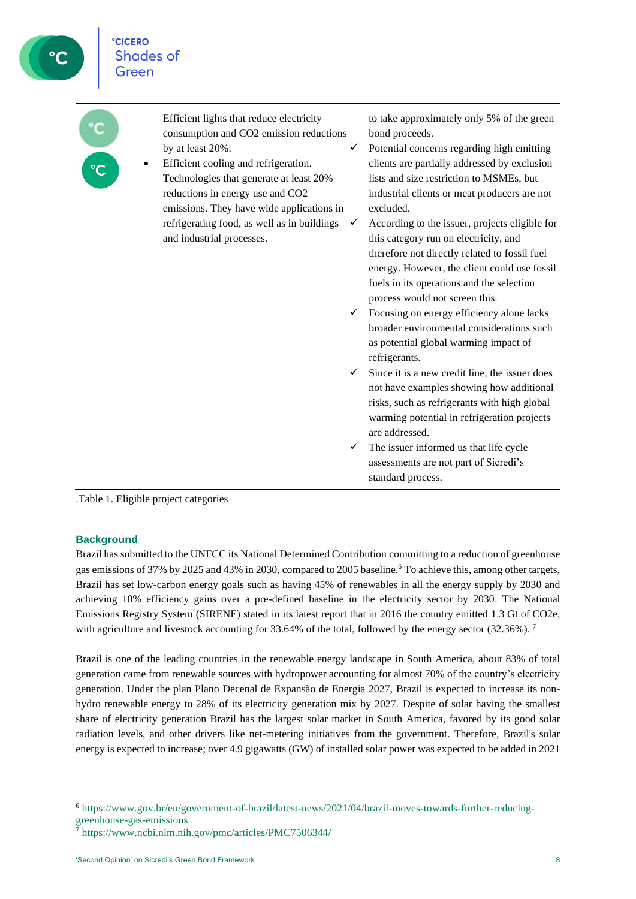| | Eligible project category | CICERO Green assessment |
|---|---|---|
| | Efficient lights that reduce electricity consumption and $CO_2$ emission reductions by at least 20%.<br>• Efficient cooling and refrigeration. Technologies that generate at least 20% reductions in energy use and $CO_2$ emissions. They have wide applications in refrigerating food, as well as in buildings and industrial processes. | to take approximately only 5% of the green bond proceeds.<br>✓ Potential concerns regarding high emitting clients are partially addressed by exclusion lists and size restriction to MSMEs, but industrial clients or meat producers are not excluded.<br>✓ According to the issuer, projects eligible for this category run on electricity, and therefore not directly related to fossil fuel energy. However, the client could use fossil fuels in its operations and the selection process would not screen this.<br>✓ Focusing on energy efficiency alone lacks broader environmental considerations such as potential global warming impact of refrigerants.<br>✓ Since it is a new credit line, the issuer does not have examples showing how additional risks, such as refrigerants with high global warming potential in refrigeration projects are addressed.<br>✓ The issuer informed us that life cycle assessments are not part of Sicredi's standard process. |

.Table 1. Eligible project categories

## Background

Brazil has submitted to the UNFCC its National Determined Contribution committing to a reduction of greenhouse gas emissions of 37% by 2025 and 43% in 2030, compared to 2005 baseline.[6] To achieve this, among other targets, Brazil has set low-carbon energy goals such as having 45% of renewables in all the energy supply by 2030 and achieving 10% efficiency gains over a pre-defined baseline in the electricity sector by 2030. The National Emissions Registry System (SIRENE) stated in its latest report that in 2016 the country emitted 1.3 Gt of $CO_2e$, with agriculture and livestock accounting for 33.64% of the total, followed by the energy sector (32.36%).[7]

Brazil is one of the leading countries in the renewable energy landscape in South America, about 83% of total generation came from renewable sources with hydropower accounting for almost 70% of the country's electricity generation. Under the plan Plano Decenal de Expansão de Energia 2027, Brazil is expected to increase its non-hydro renewable energy to 28% of its electricity generation mix by 2027. Despite of solar having the smallest share of electricity generation Brazil has the largest solar market in South America, favored by its good solar radiation levels, and other drivers like net-metering initiatives from the government. Therefore, Brazil's solar energy is expected to increase; over 4.9 gigawatts (GW) of installed solar power was expected to be added in 2021

[6] https://www.gov.br/en/government-of-brazil/latest-news/2021/04/brazil-moves-towards-further-reducing-greenhouse-gas-emissions

[7] https://www.ncbi.nlm.nih.gov/pmc/articles/PMC7506344/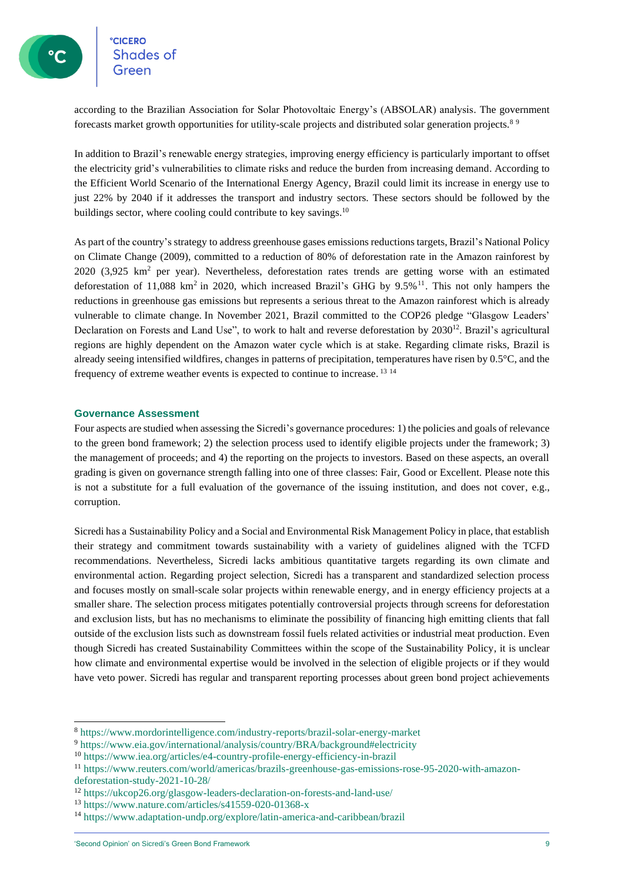according to the Brazilian Association for Solar Photovoltaic Energy's (ABSOLAR) analysis. The government forecasts market growth opportunities for utility-scale projects and distributed solar generation projects.[8] [9]

In addition to Brazil's renewable energy strategies, improving energy efficiency is particularly important to offset the electricity grid's vulnerabilities to climate risks and reduce the burden from increasing demand. According to the Efficient World Scenario of the International Energy Agency, Brazil could limit its increase in energy use to just 22% by 2040 if it addresses the transport and industry sectors. These sectors should be followed by the buildings sector, where cooling could contribute to key savings.[10]

As part of the country's strategy to address greenhouse gases emissions reductions targets, Brazil's National Policy on Climate Change (2009), committed to a reduction of 80% of deforestation rate in the Amazon rainforest by 2020 (3,925 $km^2$ per year). Nevertheless, deforestation rates trends are getting worse with an estimated deforestation of 11,088 $km^2$ in 2020, which increased Brazil's GHG by 9.5%[11]. This not only hampers the reductions in greenhouse gas emissions but represents a serious threat to the Amazon rainforest which is already vulnerable to climate change. In November 2021, Brazil committed to the COP26 pledge "Glasgow Leaders' Declaration on Forests and Land Use", to work to halt and reverse deforestation by 2030[12]. Brazil's agricultural regions are highly dependent on the Amazon water cycle which is at stake. Regarding climate risks, Brazil is already seeing intensified wildfires, changes in patterns of precipitation, temperatures have risen by 0.5°C, and the frequency of extreme weather events is expected to continue to increase. [13] [14]

### Governance Assessment

Four aspects are studied when assessing the Sicredi's governance procedures: 1) the policies and goals of relevance to the green bond framework; 2) the selection process used to identify eligible projects under the framework; 3) the management of proceeds; and 4) the reporting on the projects to investors. Based on these aspects, an overall grading is given on governance strength falling into one of three classes: Fair, Good or Excellent. Please note this is not a substitute for a full evaluation of the governance of the issuing institution, and does not cover, e.g., corruption.

Sicredi has a Sustainability Policy and a Social and Environmental Risk Management Policy in place, that establish their strategy and commitment towards sustainability with a variety of guidelines aligned with the TCFD recommendations. Nevertheless, Sicredi lacks ambitious quantitative targets regarding its own climate and environmental action. Regarding project selection, Sicredi has a transparent and standardized selection process and focuses mostly on small-scale solar projects within renewable energy, and in energy efficiency projects at a smaller share. The selection process mitigates potentially controversial projects through screens for deforestation and exclusion lists, but has no mechanisms to eliminate the possibility of financing high emitting clients that fall outside of the exclusion lists such as downstream fossil fuels related activities or industrial meat production. Even though Sicredi has created Sustainability Committees within the scope of the Sustainability Policy, it is unclear how climate and environmental expertise would be involved in the selection of eligible projects or if they would have veto power. Sicredi has regular and transparent reporting processes about green bond project achievements

---

[8] https://www.mordorintelligence.com/industry-reports/brazil-solar-energy-market

[9] https://www.eia.gov/international/analysis/country/BRA/background#electricity

[10] https://www.iea.org/articles/e4-country-profile-energy-efficiency-in-brazil

[11] https://www.reuters.com/world/americas/brazils-greenhouse-gas-emissions-rose-95-2020-with-amazon-deforestation-study-2021-10-28/

[12] https://ukcop26.org/glasgow-leaders-declaration-on-forests-and-land-use/

[13] https://www.nature.com/articles/s41559-020-01368-x

[14] https://www.adaptation-undp.org/explore/latin-america-and-caribbean/brazil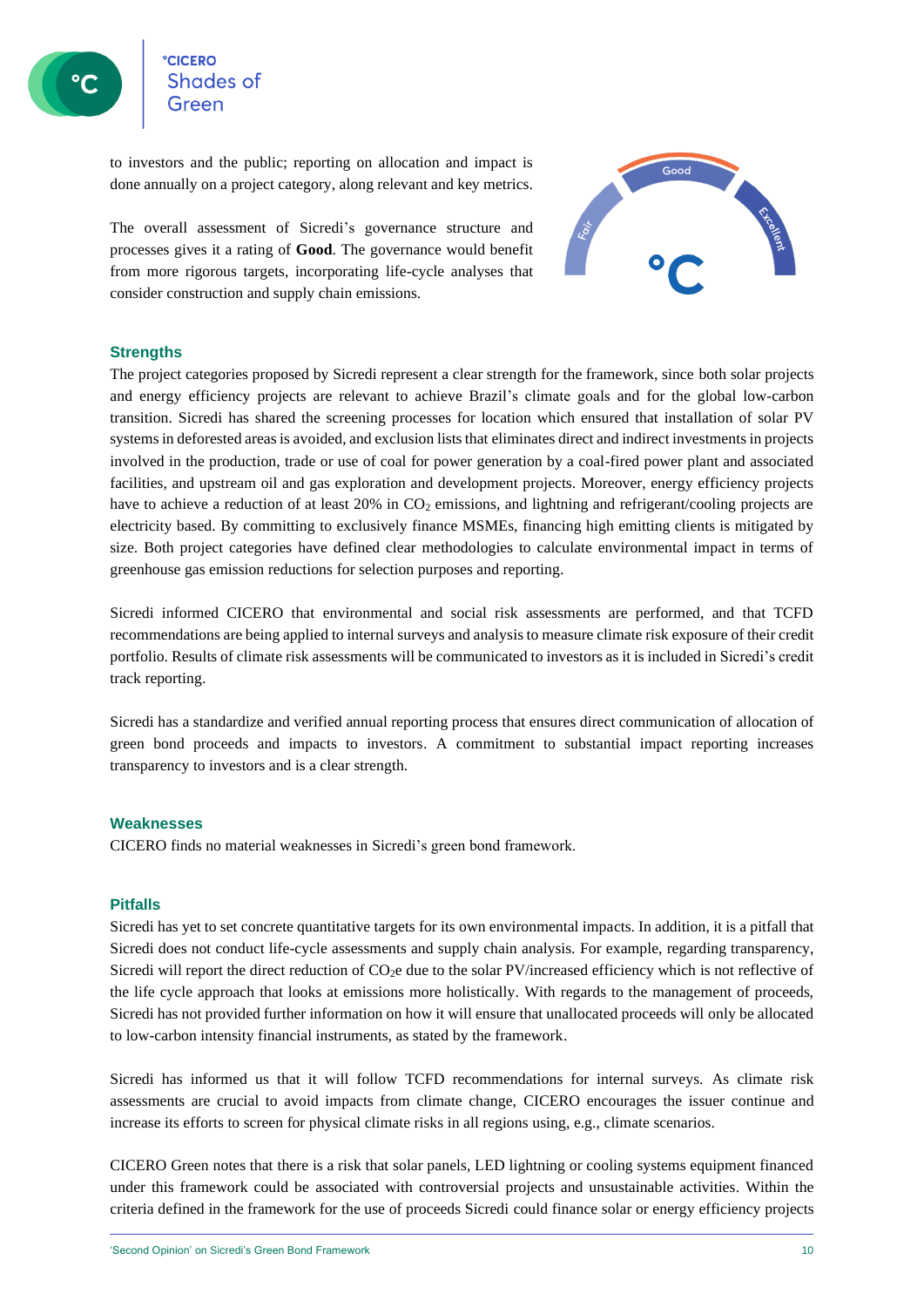to investors and the public; reporting on allocation and impact is done annually on a project category, along relevant and key metrics.

The overall assessment of Sicredi's governance structure and processes gives it a rating of **Good**. The governance would benefit from more rigorous targets, incorporating life-cycle analyses that consider construction and supply chain emissions.

### Strengths

The project categories proposed by Sicredi represent a clear strength for the framework, since both solar projects and energy efficiency projects are relevant to achieve Brazil's climate goals and for the global low-carbon transition. Sicredi has shared the screening processes for location which ensured that installation of solar PV systems in deforested areas is avoided, and exclusion lists that eliminates direct and indirect investments in projects involved in the production, trade or use of coal for power generation by a coal-fired power plant and associated facilities, and upstream oil and gas exploration and development projects. Moreover, energy efficiency projects have to achieve a reduction of at least 20% in $CO_2$ emissions, and lightning and refrigerant/cooling projects are electricity based. By committing to exclusively finance MSMEs, financing high emitting clients is mitigated by size. Both project categories have defined clear methodologies to calculate environmental impact in terms of greenhouse gas emission reductions for selection purposes and reporting.

Sicredi informed CICERO that environmental and social risk assessments are performed, and that TCFD recommendations are being applied to internal surveys and analysis to measure climate risk exposure of their credit portfolio. Results of climate risk assessments will be communicated to investors as it is included in Sicredi's credit track reporting.

Sicredi has a standardize and verified annual reporting process that ensures direct communication of allocation of green bond proceeds and impacts to investors. A commitment to substantial impact reporting increases transparency to investors and is a clear strength.

### Weaknesses

CICERO finds no material weaknesses in Sicredi's green bond framework.

### Pitfalls

Sicredi has yet to set concrete quantitative targets for its own environmental impacts. In addition, it is a pitfall that Sicredi does not conduct life-cycle assessments and supply chain analysis. For example, regarding transparency, Sicredi will report the direct reduction of $CO_2e$ due to the solar PV/increased efficiency which is not reflective of the life cycle approach that looks at emissions more holistically. With regards to the management of proceeds, Sicredi has not provided further information on how it will ensure that unallocated proceeds will only be allocated to low-carbon intensity financial instruments, as stated by the framework.

Sicredi has informed us that it will follow TCFD recommendations for internal surveys. As climate risk assessments are crucial to avoid impacts from climate change, CICERO encourages the issuer continue and increase its efforts to screen for physical climate risks in all regions using, e.g., climate scenarios.

CICERO Green notes that there is a risk that solar panels, LED lightning or cooling systems equipment financed under this framework could be associated with controversial projects and unsustainable activities. Within the criteria defined in the framework for the use of proceeds Sicredi could finance solar or energy efficiency projects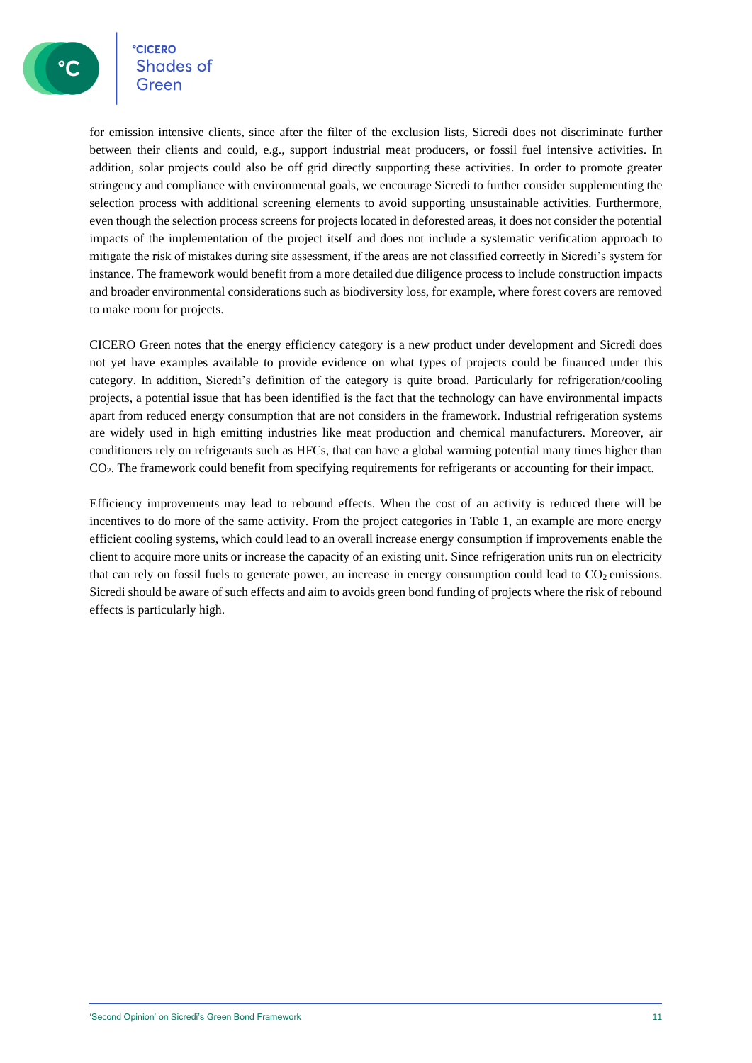for emission intensive clients, since after the filter of the exclusion lists, Sicredi does not discriminate further between their clients and could, e.g., support industrial meat producers, or fossil fuel intensive activities. In addition, solar projects could also be off grid directly supporting these activities. In order to promote greater stringency and compliance with environmental goals, we encourage Sicredi to further consider supplementing the selection process with additional screening elements to avoid supporting unsustainable activities. Furthermore, even though the selection process screens for projects located in deforested areas, it does not consider the potential impacts of the implementation of the project itself and does not include a systematic verification approach to mitigate the risk of mistakes during site assessment, if the areas are not classified correctly in Sicredi's system for instance. The framework would benefit from a more detailed due diligence process to include construction impacts and broader environmental considerations such as biodiversity loss, for example, where forest covers are removed to make room for projects.

CICERO Green notes that the energy efficiency category is a new product under development and Sicredi does not yet have examples available to provide evidence on what types of projects could be financed under this category. In addition, Sicredi's definition of the category is quite broad. Particularly for refrigeration/cooling projects, a potential issue that has been identified is the fact that the technology can have environmental impacts apart from reduced energy consumption that are not considers in the framework. Industrial refrigeration systems are widely used in high emitting industries like meat production and chemical manufacturers. Moreover, air conditioners rely on refrigerants such as HFCs, that can have a global warming potential many times higher than $CO_2$. The framework could benefit from specifying requirements for refrigerants or accounting for their impact.

Efficiency improvements may lead to rebound effects. When the cost of an activity is reduced there will be incentives to do more of the same activity. From the project categories in Table 1, an example are more energy efficient cooling systems, which could lead to an overall increase energy consumption if improvements enable the client to acquire more units or increase the capacity of an existing unit. Since refrigeration units run on electricity that can rely on fossil fuels to generate power, an increase in energy consumption could lead to $CO_2$ emissions. Sicredi should be aware of such effects and aim to avoids green bond funding of projects where the risk of rebound effects is particularly high.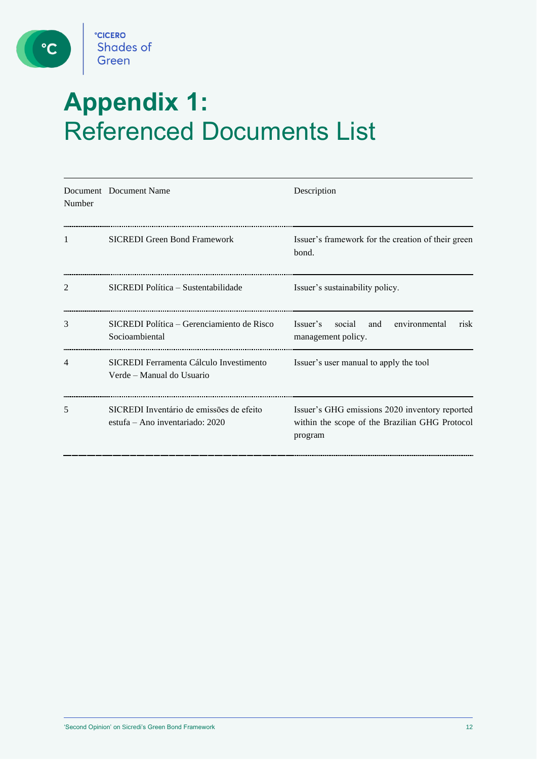# Appendix 1: Referenced Documents List

| Document Number | Document Name | Description |
|---|---|---|
| 1 | SICREDI Green Bond Framework | Issuer's framework for the creation of their green bond. |
| 2 | SICREDI Política – Sustentabilidade | Issuer's sustainability policy. |
| 3 | SICREDI Política – Gerenciamiento de Risco Socioambiental | Issuer's social and environmental risk management policy. |
| 4 | SICREDI Ferramenta Cálculo Investimento Verde – Manual do Usuario | Issuer's user manual to apply the tool |
| 5 | SICREDI Inventário de emissões de efeito estufa – Ano inventariado: 2020 | Issuer's GHG emissions 2020 inventory reported within the scope of the Brazilian GHG Protocol program |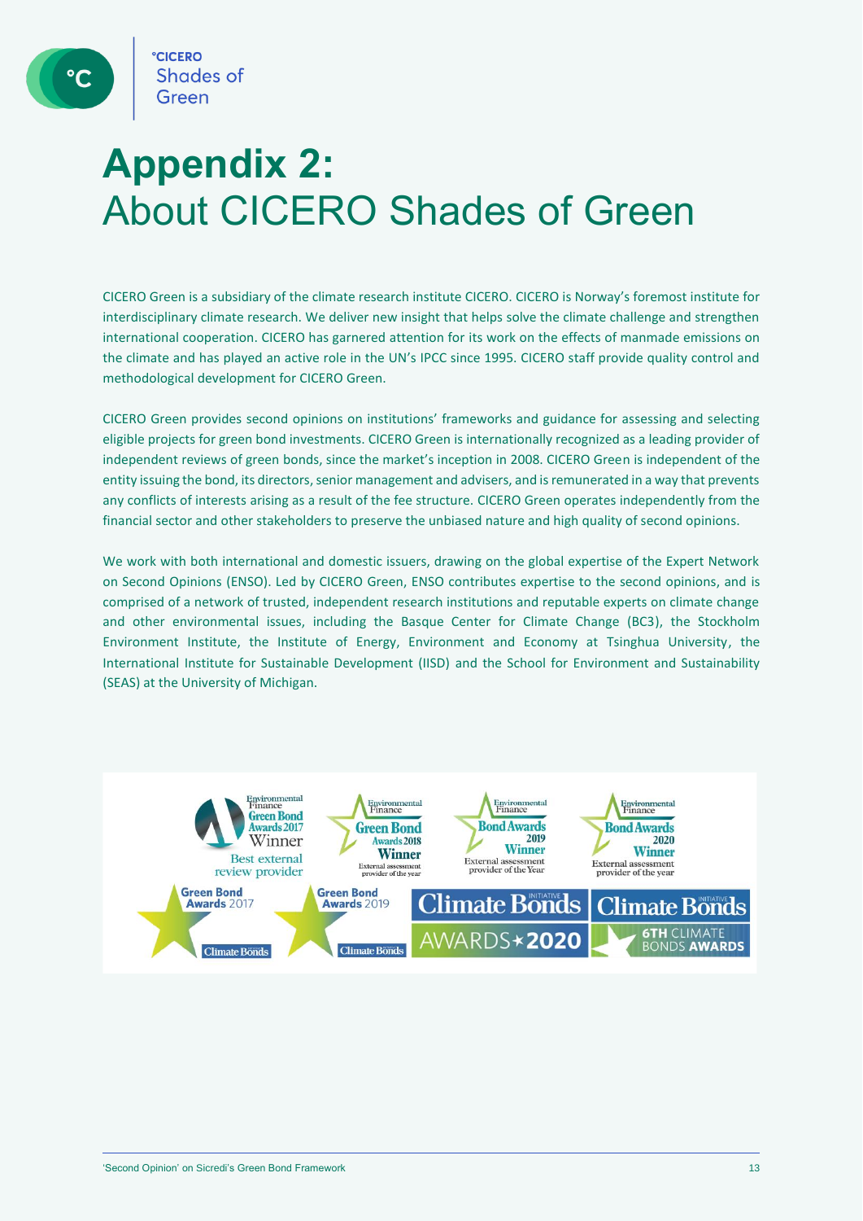# Appendix 2:
About CICERO Shades of Green

CICERO Green is a subsidiary of the climate research institute CICERO. CICERO is Norway's foremost institute for interdisciplinary climate research. We deliver new insight that helps solve the climate challenge and strengthen international cooperation. CICERO has garnered attention for its work on the effects of manmade emissions on the climate and has played an active role in the UN's IPCC since 1995. CICERO staff provide quality control and methodological development for CICERO Green.

CICERO Green provides second opinions on institutions' frameworks and guidance for assessing and selecting eligible projects for green bond investments. CICERO Green is internationally recognized as a leading provider of independent reviews of green bonds, since the market's inception in 2008. CICERO Green is independent of the entity issuing the bond, its directors, senior management and advisers, and is remunerated in a way that prevents any conflicts of interests arising as a result of the fee structure. CICERO Green operates independently from the financial sector and other stakeholders to preserve the unbiased nature and high quality of second opinions.

We work with both international and domestic issuers, drawing on the global expertise of the Expert Network on Second Opinions (ENSO). Led by CICERO Green, ENSO contributes expertise to the second opinions, and is comprised of a network of trusted, independent research institutions and reputable experts on climate change and other environmental issues, including the Basque Center for Climate Change (BC3), the Stockholm Environment Institute, the Institute of Energy, Environment and Economy at Tsinghua University, the International Institute for Sustainable Development (IISD) and the School for Environment and Sustainability (SEAS) at the University of Michigan.